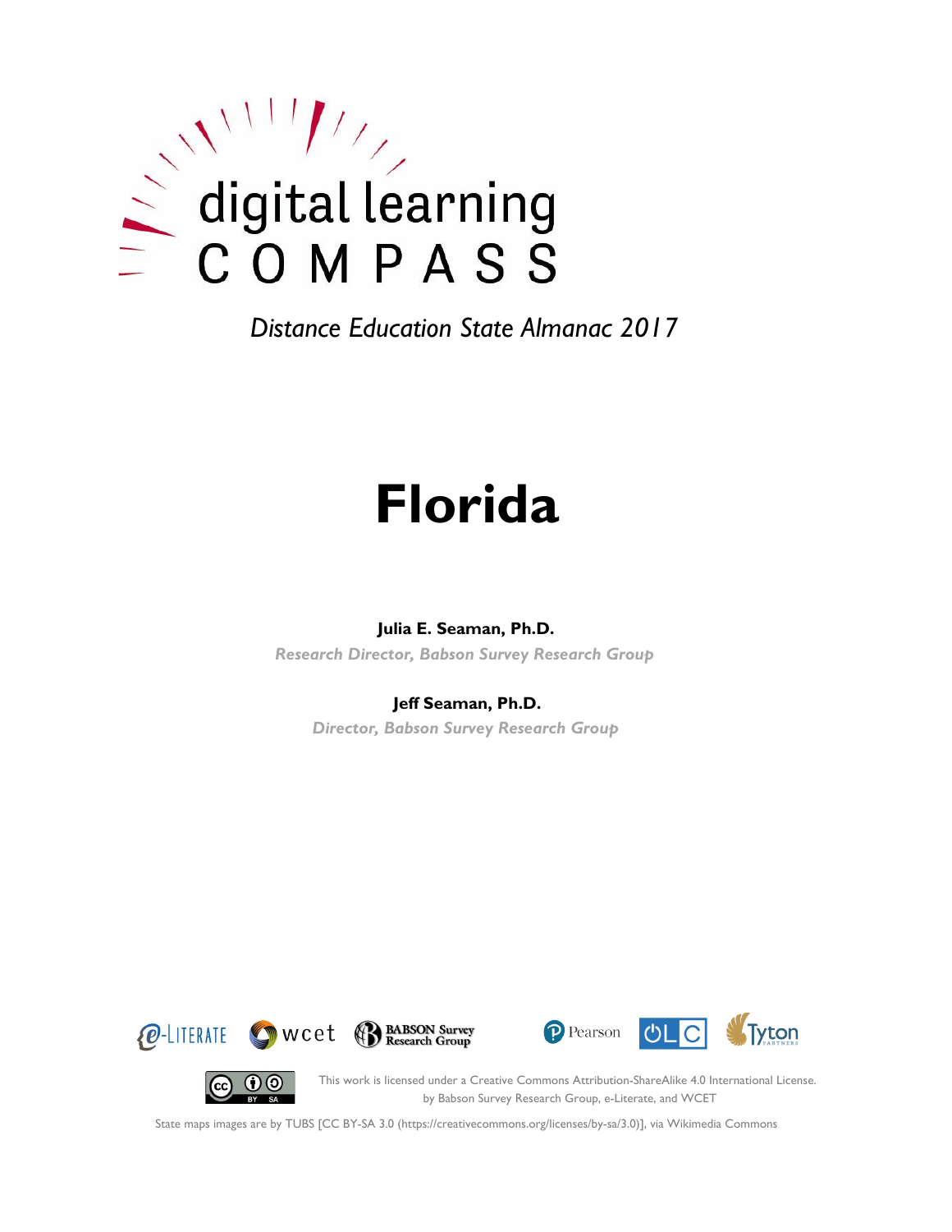digital learning
COMPASS

*Distance Education State Almanac 2017*

# Florida

**Julia E. Seaman, Ph.D.**

*Research Director, Babson Survey Research Group*

**Jeff Seaman, Ph.D.**

*Director, Babson Survey Research Group*

e-LITERATE wcet BABSON Survey Research Group Pearson OLC Tyton PARTNERS

This work is licensed under a Creative Commons Attribution-ShareAlike 4.0 International License. by Babson Survey Research Group, e-Literate, and WCET

State maps images are by TUBS [CC BY-SA 3.0 (https://creativecommons.org/licenses/by-sa/3.0)], via Wikimedia Commons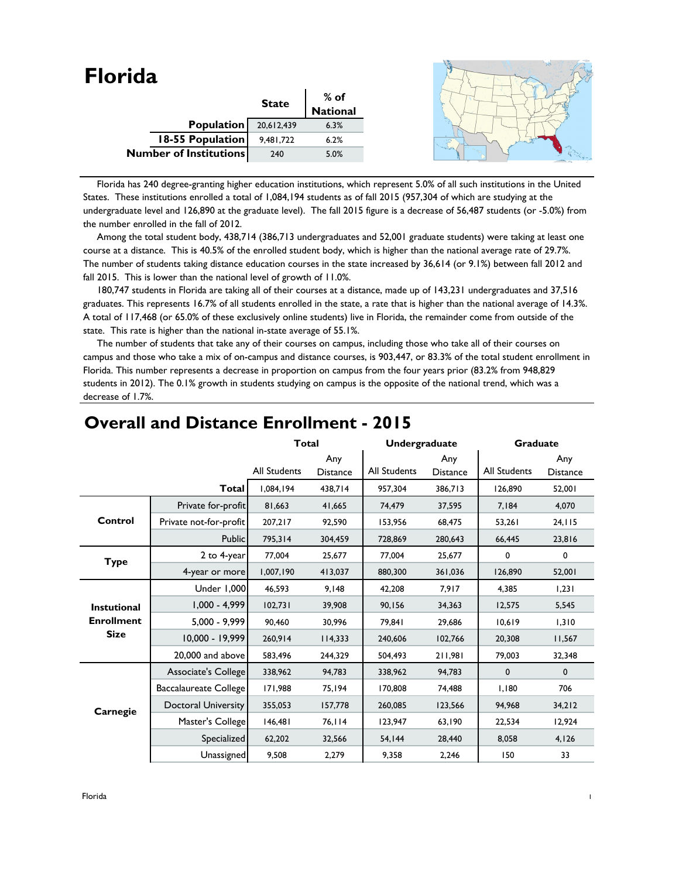# Florida

| | State | % of National |
|---|---|---|
| **Population** | 20,612,439 | 6.3% |
| **18-55 Population** | 9,481,722 | 6.2% |
| **Number of Institutions** | 240 | 5.0% |

Florida has 240 degree-granting higher education institutions, which represent 5.0% of all such institutions in the United States. These institutions enrolled a total of 1,084,194 students as of fall 2015 (957,304 of which are studying at the undergraduate level and 126,890 at the graduate level). The fall 2015 figure is a decrease of 56,487 students (or -5.0%) from the number enrolled in the fall of 2012.

Among the total student body, 438,714 (386,713 undergraduates and 52,001 graduate students) were taking at least one course at a distance. This is 40.5% of the enrolled student body, which is higher than the national average rate of 29.7%. The number of students taking distance education courses in the state increased by 36,614 (or 9.1%) between fall 2012 and fall 2015. This is lower than the national level of growth of 11.0%.

180,747 students in Florida are taking all of their courses at a distance, made up of 143,231 undergraduates and 37,516 graduates. This represents 16.7% of all students enrolled in the state, a rate that is higher than the national average of 14.3%. A total of 117,468 (or 65.0% of these exclusively online students) live in Florida, the remainder come from outside of the state. This rate is higher than the national in-state average of 55.1%.

The number of students that take any of their courses on campus, including those who take all of their courses on campus and those who take a mix of on-campus and distance courses, is 903,447, or 83.3% of the total student enrollment in Florida. This number represents a decrease in proportion on campus from the four years prior (83.2% from 948,829 students in 2012). The 0.1% growth in students studying on campus is the opposite of the national trend, which was a decrease of 1.7%.

## Overall and Distance Enrollment - 2015

| | | Total | | Undergraduate | | Graduate | |
|---|---|---|---|---|---|---|---|
| | | All Students | Any Distance | All Students | Any Distance | All Students | Any Distance |
| | **Total** | 1,084,194 | 438,714 | 957,304 | 386,713 | 126,890 | 52,001 |
| **Control** | Private for-profit | 81,663 | 41,665 | 74,479 | 37,595 | 7,184 | 4,070 |
| | Private not-for-profit | 207,217 | 92,590 | 153,956 | 68,475 | 53,261 | 24,115 |
| | Public | 795,314 | 304,459 | 728,869 | 280,643 | 66,445 | 23,816 |
| **Type** | 2 to 4-year | 77,004 | 25,677 | 77,004 | 25,677 | 0 | 0 |
| | 4-year or more | 1,007,190 | 413,037 | 880,300 | 361,036 | 126,890 | 52,001 |
| **Instutional Enrollment Size** | Under 1,000 | 46,593 | 9,148 | 42,208 | 7,917 | 4,385 | 1,231 |
| | 1,000 - 4,999 | 102,731 | 39,908 | 90,156 | 34,363 | 12,575 | 5,545 |
| | 5,000 - 9,999 | 90,460 | 30,996 | 79,841 | 29,686 | 10,619 | 1,310 |
| | 10,000 - 19,999 | 260,914 | 114,333 | 240,606 | 102,766 | 20,308 | 11,567 |
| | 20,000 and above | 583,496 | 244,329 | 504,493 | 211,981 | 79,003 | 32,348 |
| **Carnegie** | Associate's College | 338,962 | 94,783 | 338,962 | 94,783 | 0 | 0 |
| | Baccalaureate College | 171,988 | 75,194 | 170,808 | 74,488 | 1,180 | 706 |
| | Doctoral University | 355,053 | 157,778 | 260,085 | 123,566 | 94,968 | 34,212 |
| | Master's College | 146,481 | 76,114 | 123,947 | 63,190 | 22,534 | 12,924 |
| | Specialized | 62,202 | 32,566 | 54,144 | 28,440 | 8,058 | 4,126 |
| | Unassigned | 9,508 | 2,279 | 9,358 | 2,246 | 150 | 33 |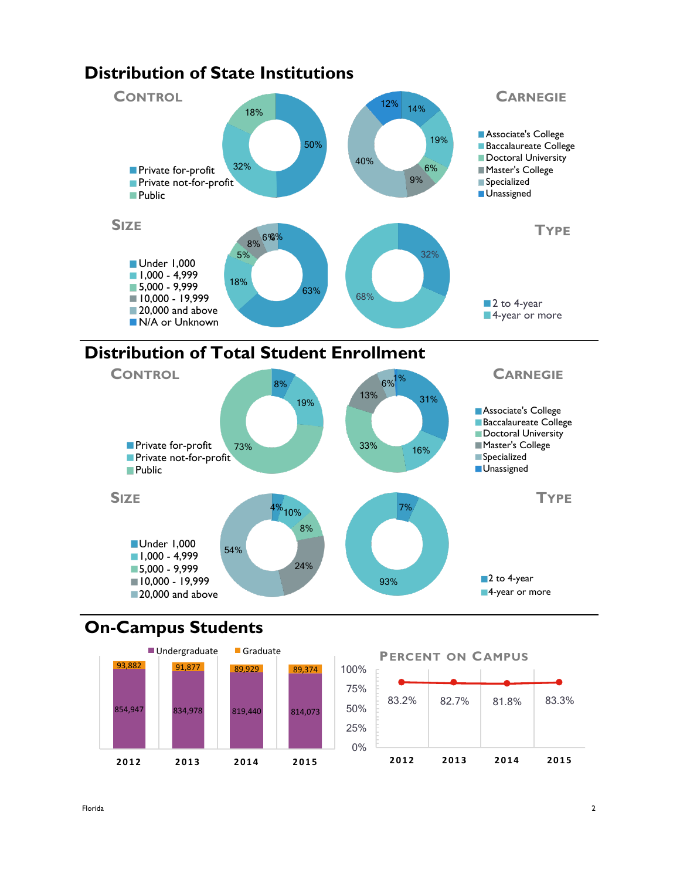## Distribution of State Institutions

### Control

- Private for-profit: 50%
- Private not-for-profit: 32%
- Public: 18%

### Carnegie

- Associate's College: 14%
- Baccalaureate College: 19%
- Doctoral University: 6%
- Master's College: 9%
- Specialized: 40%
- Unassigned: 12%

### Size

- Under 1,000: 63%
- 1,000 - 4,999: 18%
- 5,000 - 9,999: 5%
- 10,000 - 19,999: 8%
- 20,000 and above: 6%
- N/A or Unknown: 0%

### Type

- 2 to 4-year: 32%
- 4-year or more: 68%

## Distribution of Total Student Enrollment

### Control

- Private for-profit: 8%
- Private not-for-profit: 19%
- Public: 73%

### Carnegie

- Associate's College: 31%
- Baccalaureate College: 16%
- Doctoral University: 33%
- Master's College: 13%
- Specialized: 6%
- Unassigned: 1%

### Size

- Under 1,000: 4%
- 1,000 - 4,999: 10%
- 5,000 - 9,999: 8%
- 10,000 - 19,999: 24%
- 20,000 and above: 54%

### Type

- 2 to 4-year: 7%
- 4-year or more: 93%

## On-Campus Students

| Year | Undergraduate | Graduate |
|---|---|---|
| 2012 | 854,947 | 93,882 |
| 2013 | 834,978 | 91,877 |
| 2014 | 819,440 | 89,929 |
| 2015 | 814,073 | 89,374 |

### Percent on Campus

| 2012 | 2013 | 2014 | 2015 |
|---|---|---|---|
| 83.2% | 82.7% | 81.8% | 83.3% |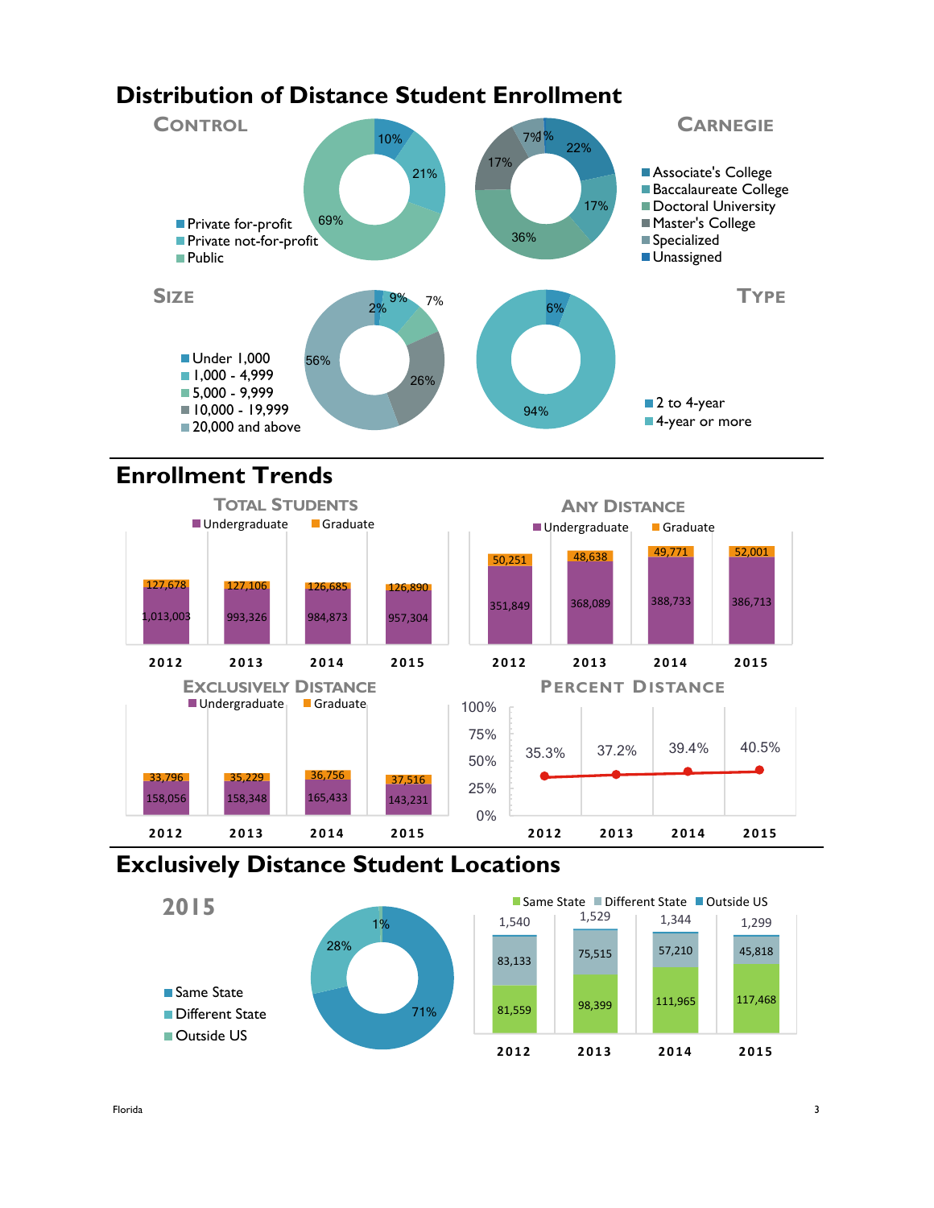# Distribution of Distance Student Enrollment

## Control

- Private for-profit: 10%
- Private not-for-profit: 21%
- Public: 69%

## Carnegie

- Associate's College: 22%
- Baccalaureate College: 17%
- Doctoral University: 36%
- Master's College: 17%
- Specialized: 7%
- Unassigned: 1%

## Size

- Under 1,000: 2%
- 1,000 - 4,999: 9%
- 5,000 - 9,999: 7%
- 10,000 - 19,999: 26%
- 20,000 and above: 56%

## Type

- 2 to 4-year: 6%
- 4-year or more: 94%

# Enrollment Trends

## Total Students

| | 2012 | 2013 | 2014 | 2015 |
|---|---|---|---|---|
| Undergraduate | 1,013,003 | 993,326 | 984,873 | 957,304 |
| Graduate | 127,678 | 127,106 | 126,685 | 126,890 |

## Any Distance

| | 2012 | 2013 | 2014 | 2015 |
|---|---|---|---|---|
| Undergraduate | 351,849 | 368,089 | 388,733 | 386,713 |
| Graduate | 50,251 | 48,638 | 49,771 | 52,001 |

## Exclusively Distance

| | 2012 | 2013 | 2014 | 2015 |
|---|---|---|---|---|
| Undergraduate | 158,056 | 158,348 | 165,433 | 143,231 |
| Graduate | 33,796 | 35,229 | 36,756 | 37,516 |

## Percent Distance

| 2012 | 2013 | 2014 | 2015 |
|---|---|---|---|
| 35.3% | 37.2% | 39.4% | 40.5% |

# Exclusively Distance Student Locations

## 2015

- Same State: 71%
- Different State: 28%
- Outside US: 1%

| | 2012 | 2013 | 2014 | 2015 |
|---|---|---|---|---|
| Same State | 81,559 | 98,399 | 111,965 | 117,468 |
| Different State | 83,133 | 75,515 | 57,210 | 45,818 |
| Outside US | 1,540 | 1,529 | 1,344 | 1,299 |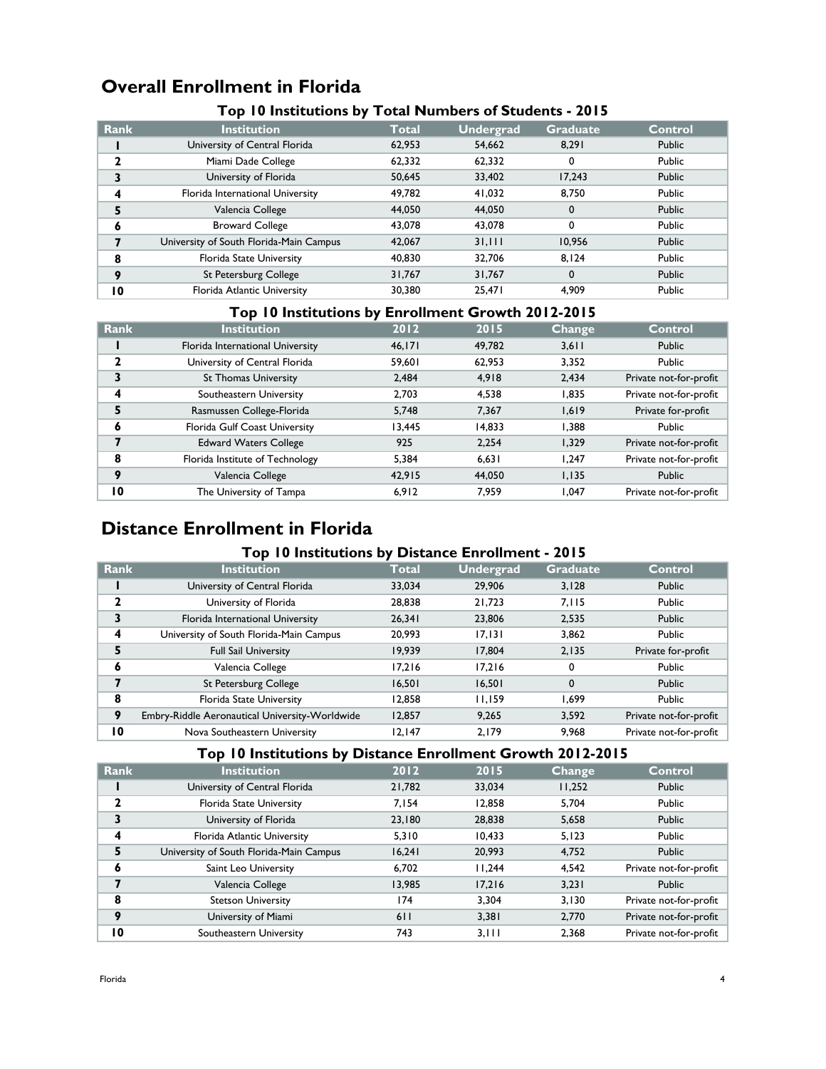## Overall Enrollment in Florida

### Top 10 Institutions by Total Numbers of Students - 2015

| Rank | Institution | Total | Undergrad | Graduate | Control |
|---|---|---|---|---|---|
| 1 | University of Central Florida | 62,953 | 54,662 | 8,291 | Public |
| 2 | Miami Dade College | 62,332 | 62,332 | 0 | Public |
| 3 | University of Florida | 50,645 | 33,402 | 17,243 | Public |
| 4 | Florida International University | 49,782 | 41,032 | 8,750 | Public |
| 5 | Valencia College | 44,050 | 44,050 | 0 | Public |
| 6 | Broward College | 43,078 | 43,078 | 0 | Public |
| 7 | University of South Florida-Main Campus | 42,067 | 31,111 | 10,956 | Public |
| 8 | Florida State University | 40,830 | 32,706 | 8,124 | Public |
| 9 | St Petersburg College | 31,767 | 31,767 | 0 | Public |
| 10 | Florida Atlantic University | 30,380 | 25,471 | 4,909 | Public |

### Top 10 Institutions by Enrollment Growth 2012-2015

| Rank | Institution | 2012 | 2015 | Change | Control |
|---|---|---|---|---|---|
| 1 | Florida International University | 46,171 | 49,782 | 3,611 | Public |
| 2 | University of Central Florida | 59,601 | 62,953 | 3,352 | Public |
| 3 | St Thomas University | 2,484 | 4,918 | 2,434 | Private not-for-profit |
| 4 | Southeastern University | 2,703 | 4,538 | 1,835 | Private not-for-profit |
| 5 | Rasmussen College-Florida | 5,748 | 7,367 | 1,619 | Private for-profit |
| 6 | Florida Gulf Coast University | 13,445 | 14,833 | 1,388 | Public |
| 7 | Edward Waters College | 925 | 2,254 | 1,329 | Private not-for-profit |
| 8 | Florida Institute of Technology | 5,384 | 6,631 | 1,247 | Private not-for-profit |
| 9 | Valencia College | 42,915 | 44,050 | 1,135 | Public |
| 10 | The University of Tampa | 6,912 | 7,959 | 1,047 | Private not-for-profit |

## Distance Enrollment in Florida

### Top 10 Institutions by Distance Enrollment - 2015

| Rank | Institution | Total | Undergrad | Graduate | Control |
|---|---|---|---|---|---|
| 1 | University of Central Florida | 33,034 | 29,906 | 3,128 | Public |
| 2 | University of Florida | 28,838 | 21,723 | 7,115 | Public |
| 3 | Florida International University | 26,341 | 23,806 | 2,535 | Public |
| 4 | University of South Florida-Main Campus | 20,993 | 17,131 | 3,862 | Public |
| 5 | Full Sail University | 19,939 | 17,804 | 2,135 | Private for-profit |
| 6 | Valencia College | 17,216 | 17,216 | 0 | Public |
| 7 | St Petersburg College | 16,501 | 16,501 | 0 | Public |
| 8 | Florida State University | 12,858 | 11,159 | 1,699 | Public |
| 9 | Embry-Riddle Aeronautical University-Worldwide | 12,857 | 9,265 | 3,592 | Private not-for-profit |
| 10 | Nova Southeastern University | 12,147 | 2,179 | 9,968 | Private not-for-profit |

### Top 10 Institutions by Distance Enrollment Growth 2012-2015

| Rank | Institution | 2012 | 2015 | Change | Control |
|---|---|---|---|---|---|
| 1 | University of Central Florida | 21,782 | 33,034 | 11,252 | Public |
| 2 | Florida State University | 7,154 | 12,858 | 5,704 | Public |
| 3 | University of Florida | 23,180 | 28,838 | 5,658 | Public |
| 4 | Florida Atlantic University | 5,310 | 10,433 | 5,123 | Public |
| 5 | University of South Florida-Main Campus | 16,241 | 20,993 | 4,752 | Public |
| 6 | Saint Leo University | 6,702 | 11,244 | 4,542 | Private not-for-profit |
| 7 | Valencia College | 13,985 | 17,216 | 3,231 | Public |
| 8 | Stetson University | 174 | 3,304 | 3,130 | Private not-for-profit |
| 9 | University of Miami | 611 | 3,381 | 2,770 | Private not-for-profit |
| 10 | Southeastern University | 743 | 3,111 | 2,368 | Private not-for-profit |